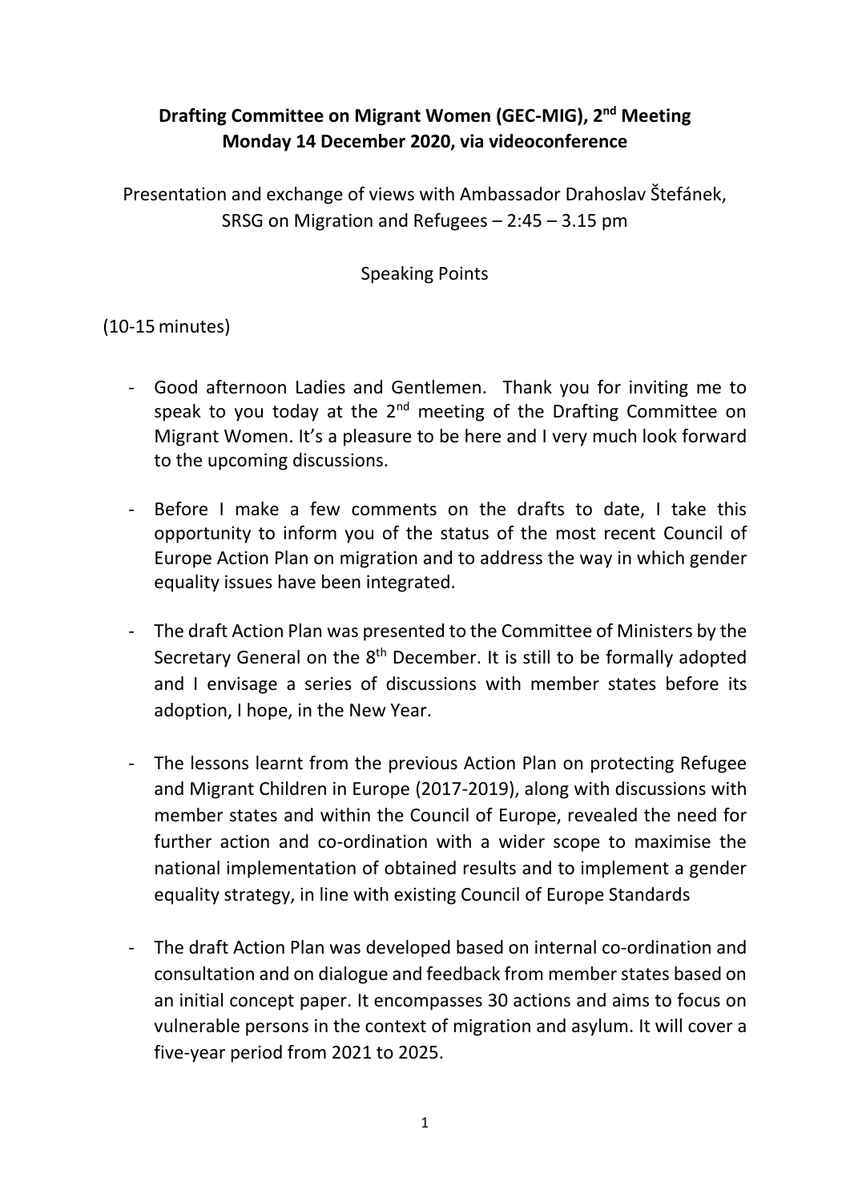**Drafting Committee on Migrant Women (GEC-MIG), 2nd Meeting**
**Monday 14 December 2020, via videoconference**

Presentation and exchange of views with Ambassador Drahoslav Štefánek, SRSG on Migration and Refugees – 2:45 – 3.15 pm

Speaking Points

(10-15 minutes)

- Good afternoon Ladies and Gentlemen. Thank you for inviting me to speak to you today at the 2nd meeting of the Drafting Committee on Migrant Women. It's a pleasure to be here and I very much look forward to the upcoming discussions.

- Before I make a few comments on the drafts to date, I take this opportunity to inform you of the status of the most recent Council of Europe Action Plan on migration and to address the way in which gender equality issues have been integrated.

- The draft Action Plan was presented to the Committee of Ministers by the Secretary General on the 8th December. It is still to be formally adopted and I envisage a series of discussions with member states before its adoption, I hope, in the New Year.

- The lessons learnt from the previous Action Plan on protecting Refugee and Migrant Children in Europe (2017-2019), along with discussions with member states and within the Council of Europe, revealed the need for further action and co-ordination with a wider scope to maximise the national implementation of obtained results and to implement a gender equality strategy, in line with existing Council of Europe Standards

- The draft Action Plan was developed based on internal co-ordination and consultation and on dialogue and feedback from member states based on an initial concept paper. It encompasses 30 actions and aims to focus on vulnerable persons in the context of migration and asylum. It will cover a five-year period from 2021 to 2025.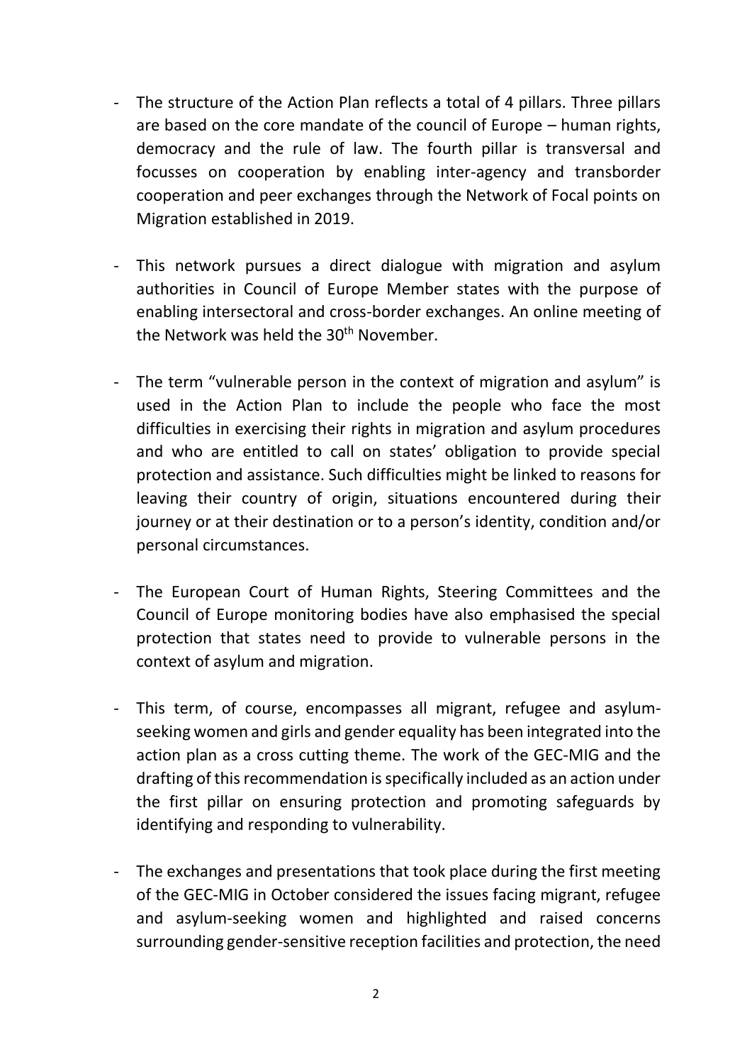- The structure of the Action Plan reflects a total of 4 pillars. Three pillars are based on the core mandate of the council of Europe – human rights, democracy and the rule of law. The fourth pillar is transversal and focusses on cooperation by enabling inter-agency and transborder cooperation and peer exchanges through the Network of Focal points on Migration established in 2019.

- This network pursues a direct dialogue with migration and asylum authorities in Council of Europe Member states with the purpose of enabling intersectoral and cross-border exchanges. An online meeting of the Network was held the 30th November.

- The term "vulnerable person in the context of migration and asylum" is used in the Action Plan to include the people who face the most difficulties in exercising their rights in migration and asylum procedures and who are entitled to call on states' obligation to provide special protection and assistance. Such difficulties might be linked to reasons for leaving their country of origin, situations encountered during their journey or at their destination or to a person's identity, condition and/or personal circumstances.

- The European Court of Human Rights, Steering Committees and the Council of Europe monitoring bodies have also emphasised the special protection that states need to provide to vulnerable persons in the context of asylum and migration.

- This term, of course, encompasses all migrant, refugee and asylum-seeking women and girls and gender equality has been integrated into the action plan as a cross cutting theme. The work of the GEC-MIG and the drafting of this recommendation is specifically included as an action under the first pillar on ensuring protection and promoting safeguards by identifying and responding to vulnerability.

- The exchanges and presentations that took place during the first meeting of the GEC-MIG in October considered the issues facing migrant, refugee and asylum-seeking women and highlighted and raised concerns surrounding gender-sensitive reception facilities and protection, the need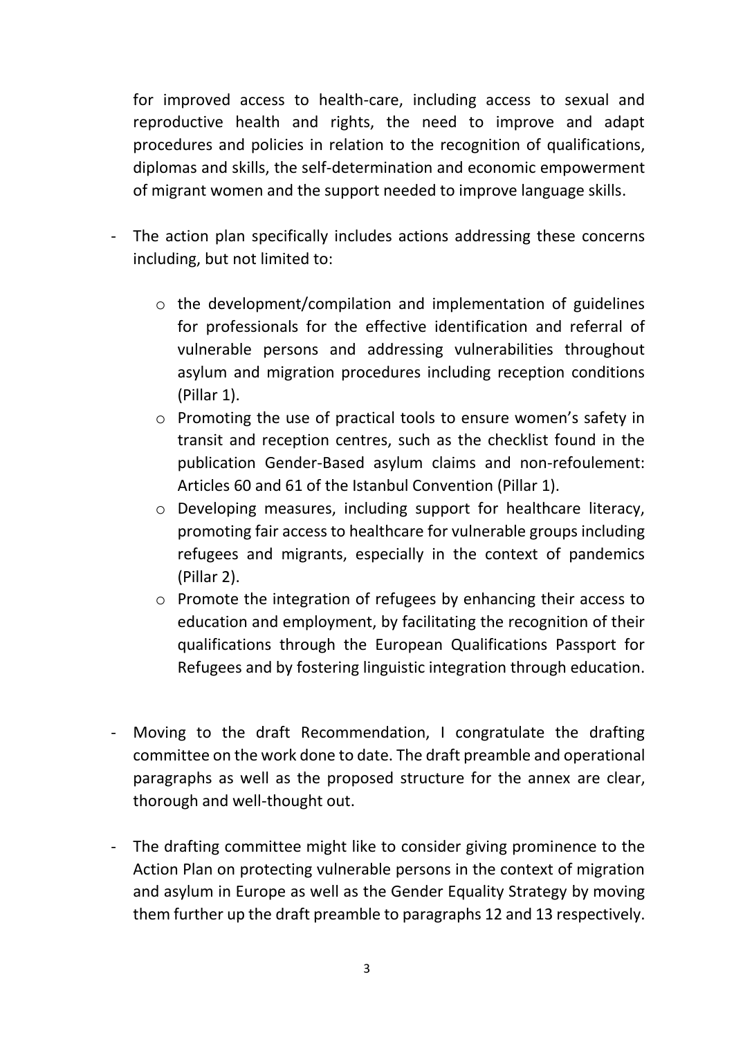for improved access to health-care, including access to sexual and reproductive health and rights, the need to improve and adapt procedures and policies in relation to the recognition of qualifications, diplomas and skills, the self-determination and economic empowerment of migrant women and the support needed to improve language skills.

- The action plan specifically includes actions addressing these concerns including, but not limited to:

    - the development/compilation and implementation of guidelines for professionals for the effective identification and referral of vulnerable persons and addressing vulnerabilities throughout asylum and migration procedures including reception conditions (Pillar 1).
    - Promoting the use of practical tools to ensure women's safety in transit and reception centres, such as the checklist found in the publication Gender-Based asylum claims and non-refoulement: Articles 60 and 61 of the Istanbul Convention (Pillar 1).
    - Developing measures, including support for healthcare literacy, promoting fair access to healthcare for vulnerable groups including refugees and migrants, especially in the context of pandemics (Pillar 2).
    - Promote the integration of refugees by enhancing their access to education and employment, by facilitating the recognition of their qualifications through the European Qualifications Passport for Refugees and by fostering linguistic integration through education.

- Moving to the draft Recommendation, I congratulate the drafting committee on the work done to date. The draft preamble and operational paragraphs as well as the proposed structure for the annex are clear, thorough and well-thought out.

- The drafting committee might like to consider giving prominence to the Action Plan on protecting vulnerable persons in the context of migration and asylum in Europe as well as the Gender Equality Strategy by moving them further up the draft preamble to paragraphs 12 and 13 respectively.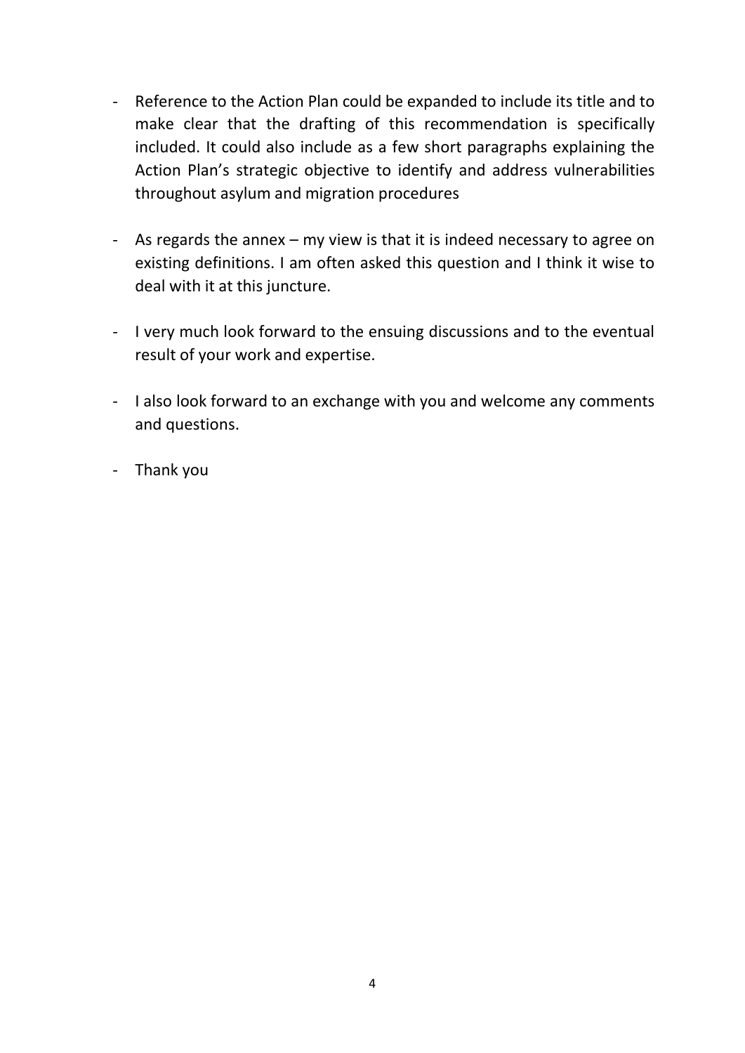- Reference to the Action Plan could be expanded to include its title and to make clear that the drafting of this recommendation is specifically included. It could also include as a few short paragraphs explaining the Action Plan's strategic objective to identify and address vulnerabilities throughout asylum and migration procedures

- As regards the annex – my view is that it is indeed necessary to agree on existing definitions. I am often asked this question and I think it wise to deal with it at this juncture.

- I very much look forward to the ensuing discussions and to the eventual result of your work and expertise.

- I also look forward to an exchange with you and welcome any comments and questions.

- Thank you